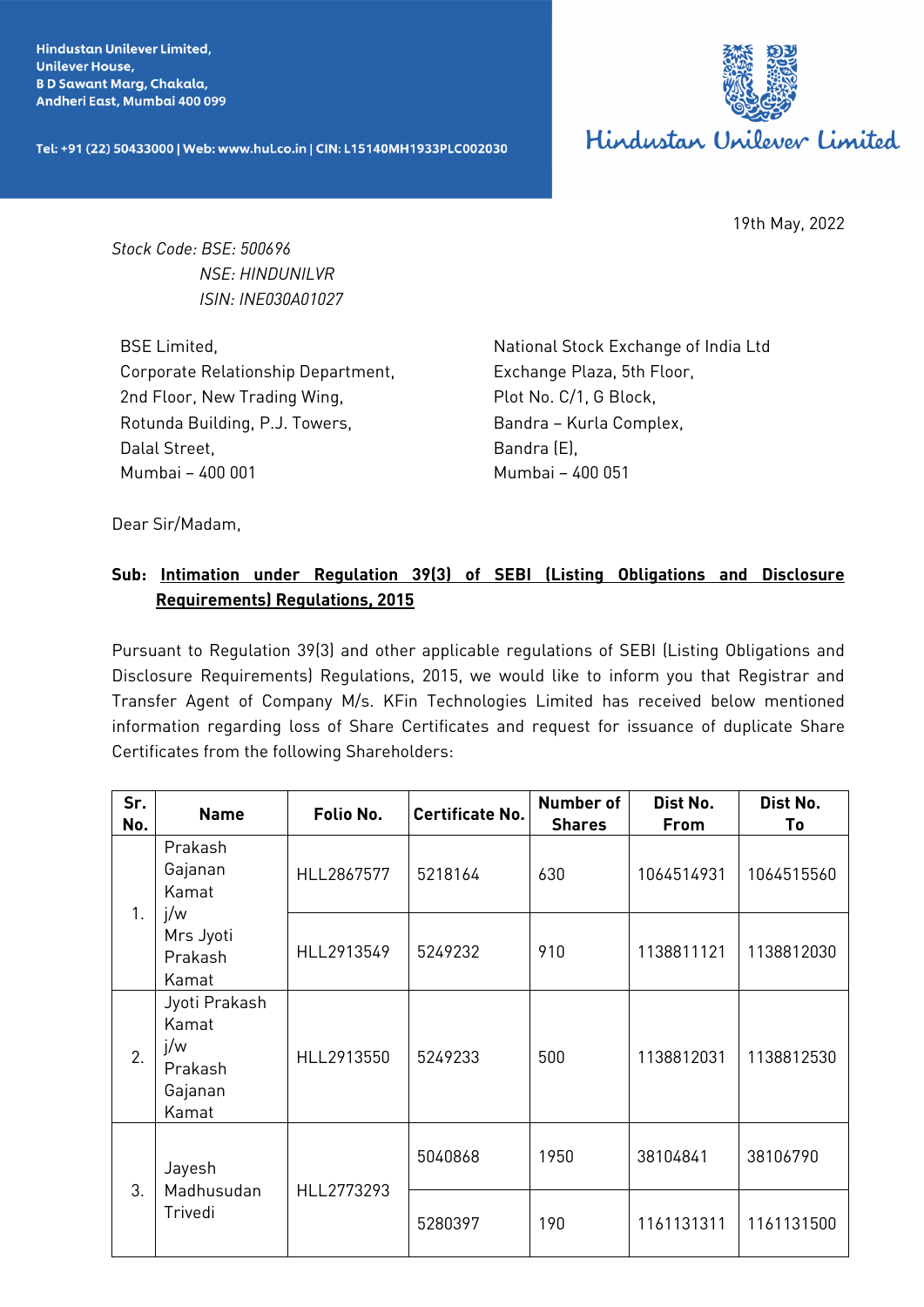Hindustan Unilever Limited,
Unilever House,
B D Sawant Marg, Chakala,
Andheri East, Mumbai 400 099

Tel: +91 (22) 50433000 | Web: www.hul.co.in | CIN: L15140MH1933PLC002030

Hindustan Unilever Limited

19th May, 2022

*Stock Code: BSE: 500696*
*NSE: HINDUNILVR*
*ISIN: INE030A01027*

BSE Limited,
Corporate Relationship Department,
2nd Floor, New Trading Wing,
Rotunda Building, P.J. Towers,
Dalal Street,
Mumbai – 400 001

National Stock Exchange of India Ltd
Exchange Plaza, 5th Floor,
Plot No. C/1, G Block,
Bandra – Kurla Complex,
Bandra (E),
Mumbai – 400 051

Dear Sir/Madam,

**Sub: Intimation under Regulation 39(3) of SEBI (Listing Obligations and Disclosure Requirements) Regulations, 2015**

Pursuant to Regulation 39(3) and other applicable regulations of SEBI (Listing Obligations and Disclosure Requirements) Regulations, 2015, we would like to inform you that Registrar and Transfer Agent of Company M/s. KFin Technologies Limited has received below mentioned information regarding loss of Share Certificates and request for issuance of duplicate Share Certificates from the following Shareholders:

| Sr. No. | Name | Folio No. | Certificate No. | Number of Shares | Dist No. From | Dist No. To |
|---|---|---|---|---|---|---|
| 1. | Prakash Gajanan Kamat j/w Mrs Jyoti Prakash Kamat | HLL2867577 | 5218164 | 630 | 1064514931 | 1064515560 |
| | | HLL2913549 | 5249232 | 910 | 1138811121 | 1138812030 |
| 2. | Jyoti Prakash Kamat j/w Prakash Gajanan Kamat | HLL2913550 | 5249233 | 500 | 1138812031 | 1138812530 |
| 3. | Jayesh Madhusudan Trivedi | HLL2773293 | 5040868 | 1950 | 38104841 | 38106790 |
| | | | 5280397 | 190 | 1161131311 | 1161131500 |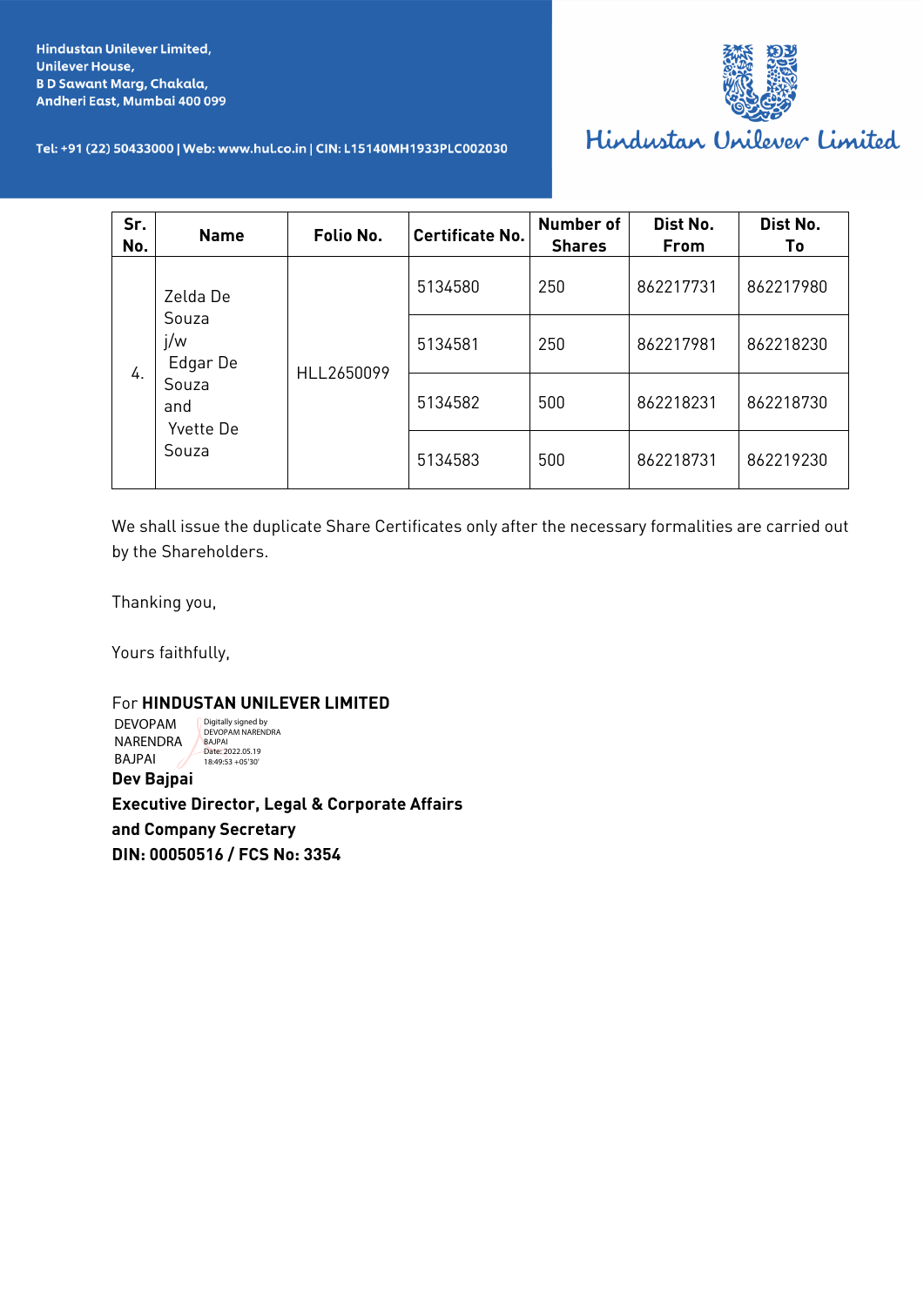Hindustan Unilever Limited,
Unilever House,
B D Sawant Marg, Chakala,
Andheri East, Mumbai 400 099

Tel: +91 (22) 50433000 | Web: www.hul.co.in | CIN: L15140MH1933PLC002030

Hindustan Unilever Limited

| Sr. No. | Name | Folio No. | Certificate No. | Number of Shares | Dist No. From | Dist No. To |
|---|---|---|---|---|---|---|
| 4. | Zelda De Souza j/w Edgar De Souza and Yvette De Souza | HLL2650099 | 5134580 | 250 | 862217731 | 862217980 |
| | | | 5134581 | 250 | 862217981 | 862218230 |
| | | | 5134582 | 500 | 862218231 | 862218730 |
| | | | 5134583 | 500 | 862218731 | 862219230 |

We shall issue the duplicate Share Certificates only after the necessary formalities are carried out by the Shareholders.

Thanking you,

Yours faithfully,

For **HINDUSTAN UNILEVER LIMITED**

DEVOPAM NARENDRA BAJPAI
Digitally signed by DEVOPAM NARENDRA BAJPAI
Date: 2022.05.19 18:49:53 +05'30'

**Dev Bajpai**
**Executive Director, Legal & Corporate Affairs and Company Secretary**
**DIN: 00050516 / FCS No: 3354**